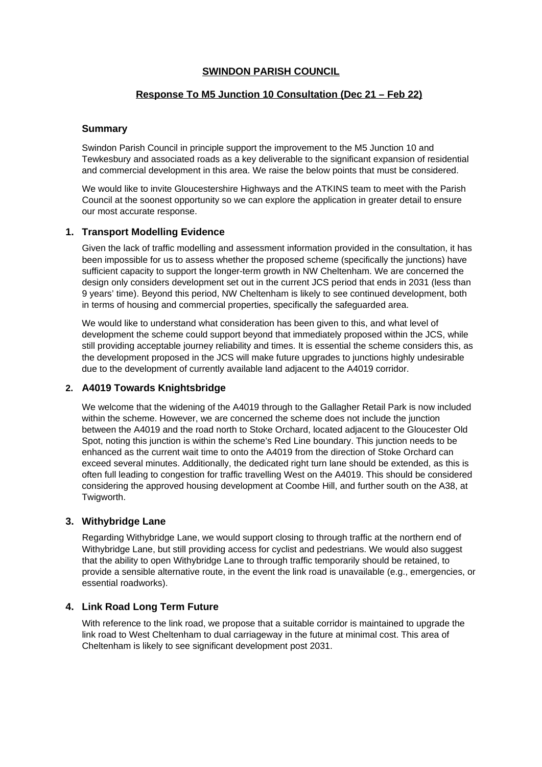# SWINDON PARISH COUNCIL

## Response To M5 Junction 10 Consultation (Dec 21 – Feb 22)

### Summary

Swindon Parish Council in principle support the improvement to the M5 Junction 10 and Tewkesbury and associated roads as a key deliverable to the significant expansion of residential and commercial development in this area. We raise the below points that must be considered.

We would like to invite Gloucestershire Highways and the ATKINS team to meet with the Parish Council at the soonest opportunity so we can explore the application in greater detail to ensure our most accurate response.

### 1. Transport Modelling Evidence

Given the lack of traffic modelling and assessment information provided in the consultation, it has been impossible for us to assess whether the proposed scheme (specifically the junctions) have sufficient capacity to support the longer-term growth in NW Cheltenham. We are concerned the design only considers development set out in the current JCS period that ends in 2031 (less than 9 years' time). Beyond this period, NW Cheltenham is likely to see continued development, both in terms of housing and commercial properties, specifically the safeguarded area.

We would like to understand what consideration has been given to this, and what level of development the scheme could support beyond that immediately proposed within the JCS, while still providing acceptable journey reliability and times. It is essential the scheme considers this, as the development proposed in the JCS will make future upgrades to junctions highly undesirable due to the development of currently available land adjacent to the A4019 corridor.

### 2. A4019 Towards Knightsbridge

We welcome that the widening of the A4019 through to the Gallagher Retail Park is now included within the scheme. However, we are concerned the scheme does not include the junction between the A4019 and the road north to Stoke Orchard, located adjacent to the Gloucester Old Spot, noting this junction is within the scheme's Red Line boundary. This junction needs to be enhanced as the current wait time to onto the A4019 from the direction of Stoke Orchard can exceed several minutes. Additionally, the dedicated right turn lane should be extended, as this is often full leading to congestion for traffic travelling West on the A4019. This should be considered considering the approved housing development at Coombe Hill, and further south on the A38, at Twigworth.

### 3. Withybridge Lane

Regarding Withybridge Lane, we would support closing to through traffic at the northern end of Withybridge Lane, but still providing access for cyclist and pedestrians. We would also suggest that the ability to open Withybridge Lane to through traffic temporarily should be retained, to provide a sensible alternative route, in the event the link road is unavailable (e.g., emergencies, or essential roadworks).

### 4. Link Road Long Term Future

With reference to the link road, we propose that a suitable corridor is maintained to upgrade the link road to West Cheltenham to dual carriageway in the future at minimal cost. This area of Cheltenham is likely to see significant development post 2031.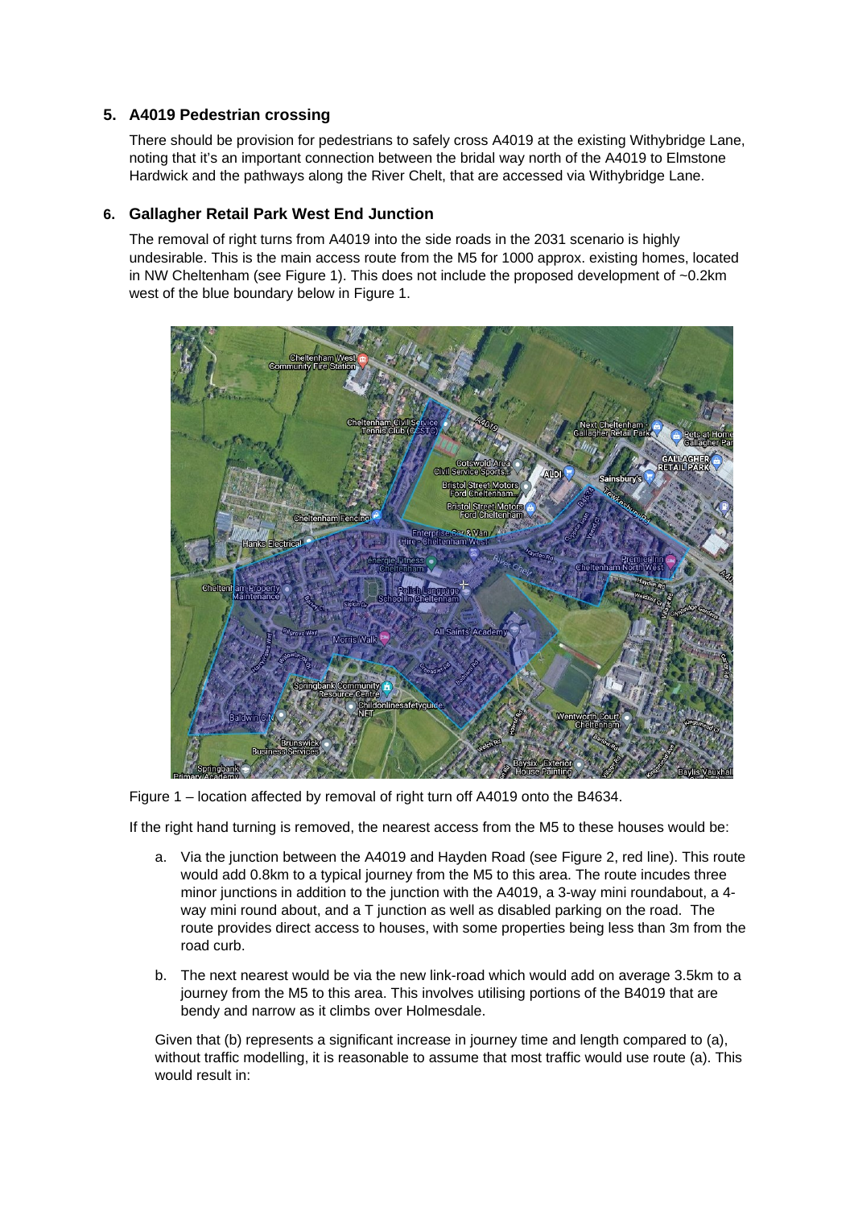## 5. A4019 Pedestrian crossing

There should be provision for pedestrians to safely cross A4019 at the existing Withybridge Lane, noting that it's an important connection between the bridal way north of the A4019 to Elmstone Hardwick and the pathways along the River Chelt, that are accessed via Withybridge Lane.

## 6. Gallagher Retail Park West End Junction

The removal of right turns from A4019 into the side roads in the 2031 scenario is highly undesirable. This is the main access route from the M5 for 1000 approx. existing homes, located in NW Cheltenham (see Figure 1). This does not include the proposed development of ~0.2km west of the blue boundary below in Figure 1.

Figure 1 – location affected by removal of right turn off A4019 onto the B4634.

If the right hand turning is removed, the nearest access from the M5 to these houses would be:

a. Via the junction between the A4019 and Hayden Road (see Figure 2, red line). This route would add 0.8km to a typical journey from the M5 to this area. The route incudes three minor junctions in addition to the junction with the A4019, a 3-way mini roundabout, a 4-way mini round about, and a T junction as well as disabled parking on the road. The route provides direct access to houses, with some properties being less than 3m from the road curb.

b. The next nearest would be via the new link-road which would add on average 3.5km to a journey from the M5 to this area. This involves utilising portions of the B4019 that are bendy and narrow as it climbs over Holmesdale.

Given that (b) represents a significant increase in journey time and length compared to (a), without traffic modelling, it is reasonable to assume that most traffic would use route (a). This would result in: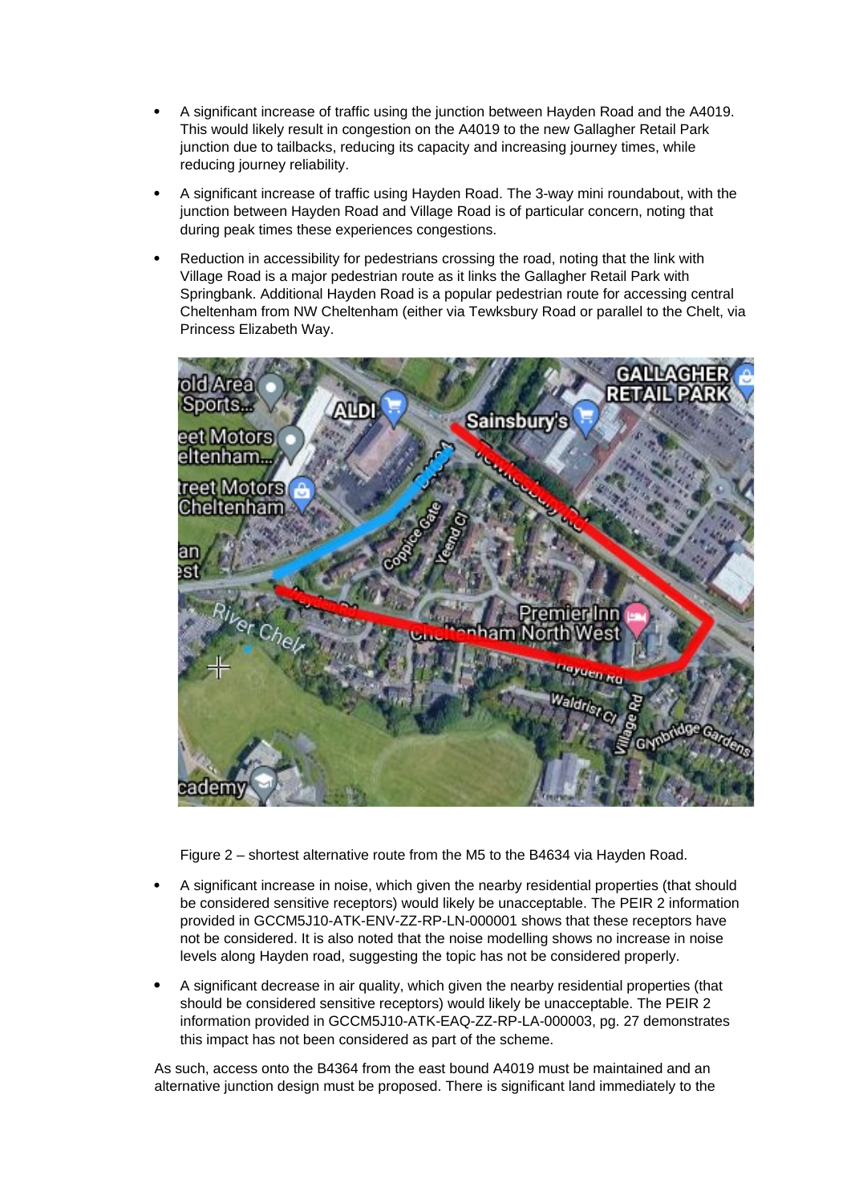- A significant increase of traffic using the junction between Hayden Road and the A4019. This would likely result in congestion on the A4019 to the new Gallagher Retail Park junction due to tailbacks, reducing its capacity and increasing journey times, while reducing journey reliability.
- A significant increase of traffic using Hayden Road. The 3-way mini roundabout, with the junction between Hayden Road and Village Road is of particular concern, noting that during peak times these experiences congestions.
- Reduction in accessibility for pedestrians crossing the road, noting that the link with Village Road is a major pedestrian route as it links the Gallagher Retail Park with Springbank. Additional Hayden Road is a popular pedestrian route for accessing central Cheltenham from NW Cheltenham (either via Tewksbury Road or parallel to the Chelt, via Princess Elizabeth Way.

Figure 2 – shortest alternative route from the M5 to the B4634 via Hayden Road.

- A significant increase in noise, which given the nearby residential properties (that should be considered sensitive receptors) would likely be unacceptable. The PEIR 2 information provided in GCCM5J10-ATK-ENV-ZZ-RP-LN-000001 shows that these receptors have not be considered. It is also noted that the noise modelling shows no increase in noise levels along Hayden road, suggesting the topic has not be considered properly.
- A significant decrease in air quality, which given the nearby residential properties (that should be considered sensitive receptors) would likely be unacceptable. The PEIR 2 information provided in GCCM5J10-ATK-EAQ-ZZ-RP-LA-000003, pg. 27 demonstrates this impact has not been considered as part of the scheme.

As such, access onto the B4364 from the east bound A4019 must be maintained and an alternative junction design must be proposed. There is significant land immediately to the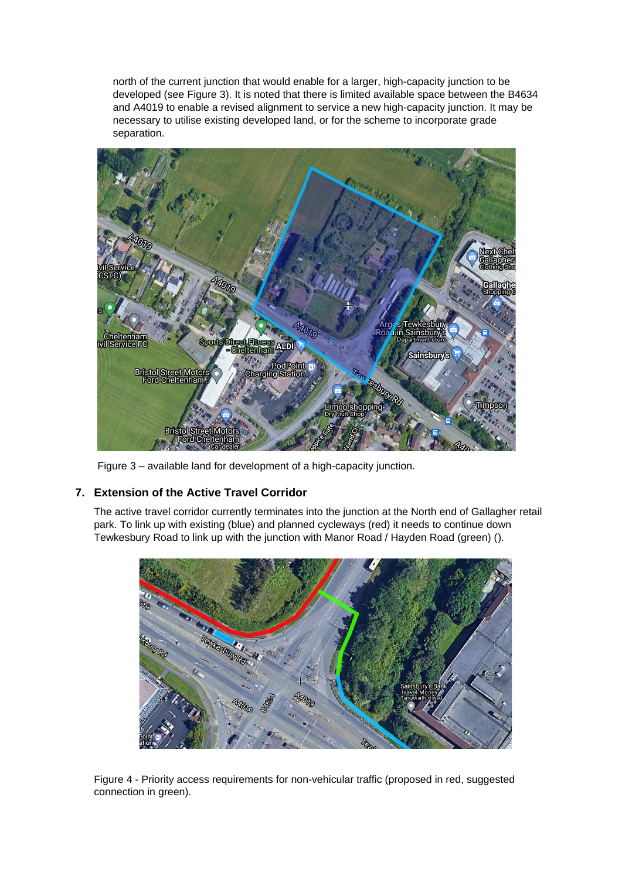north of the current junction that would enable for a larger, high-capacity junction to be developed (see Figure 3). It is noted that there is limited available space between the B4634 and A4019 to enable a revised alignment to service a new high-capacity junction. It may be necessary to utilise existing developed land, or for the scheme to incorporate grade separation.

Figure 3 – available land for development of a high-capacity junction.

## 7. Extension of the Active Travel Corridor

The active travel corridor currently terminates into the junction at the North end of Gallagher retail park. To link up with existing (blue) and planned cycleways (red) it needs to continue down Tewkesbury Road to link up with the junction with Manor Road / Hayden Road (green) ().

Figure 4 - Priority access requirements for non-vehicular traffic (proposed in red, suggested connection in green).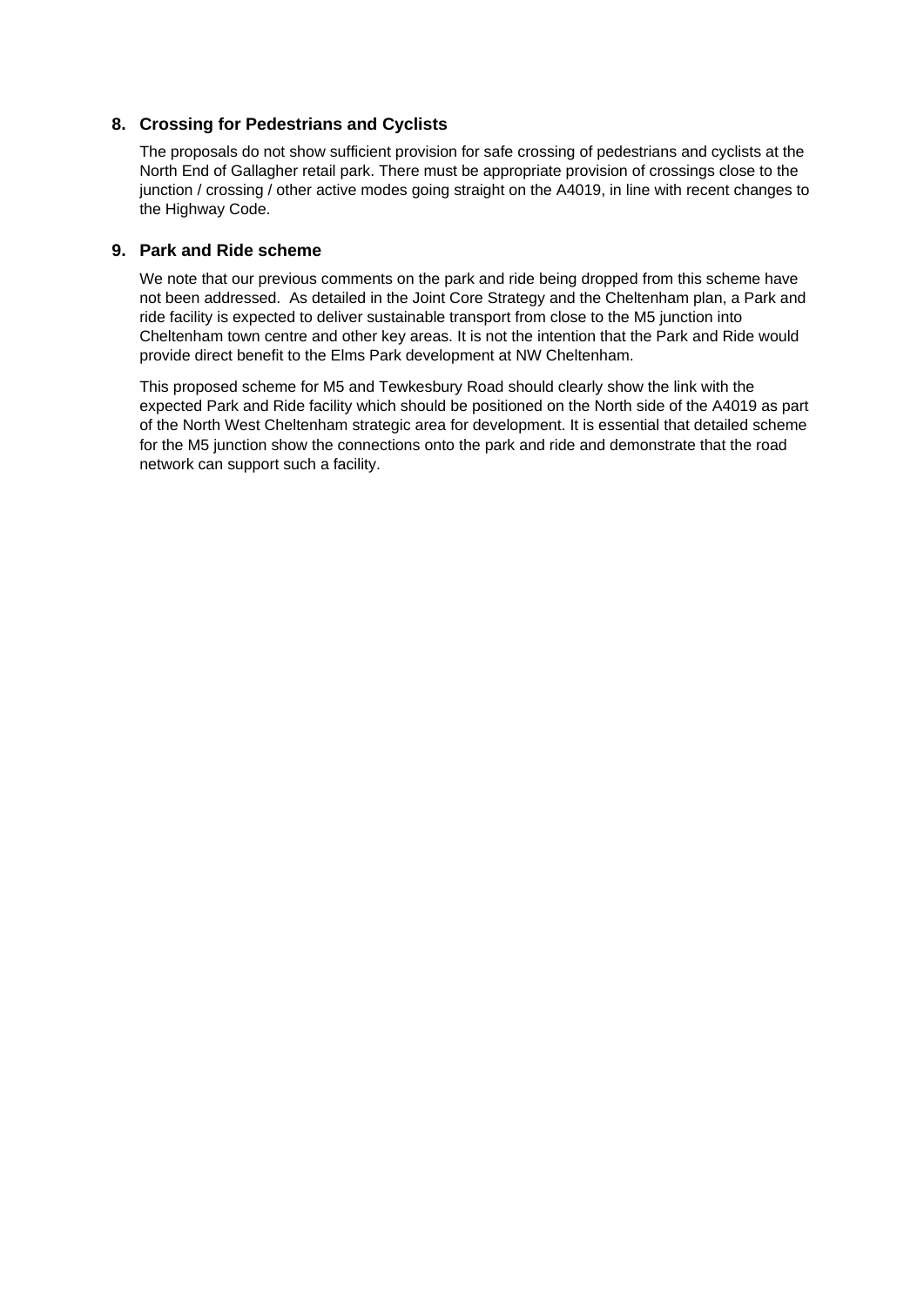## 8. Crossing for Pedestrians and Cyclists

The proposals do not show sufficient provision for safe crossing of pedestrians and cyclists at the North End of Gallagher retail park. There must be appropriate provision of crossings close to the junction / crossing / other active modes going straight on the A4019, in line with recent changes to the Highway Code.

## 9. Park and Ride scheme

We note that our previous comments on the park and ride being dropped from this scheme have not been addressed. As detailed in the Joint Core Strategy and the Cheltenham plan, a Park and ride facility is expected to deliver sustainable transport from close to the M5 junction into Cheltenham town centre and other key areas. It is not the intention that the Park and Ride would provide direct benefit to the Elms Park development at NW Cheltenham.

This proposed scheme for M5 and Tewkesbury Road should clearly show the link with the expected Park and Ride facility which should be positioned on the North side of the A4019 as part of the North West Cheltenham strategic area for development. It is essential that detailed scheme for the M5 junction show the connections onto the park and ride and demonstrate that the road network can support such a facility.